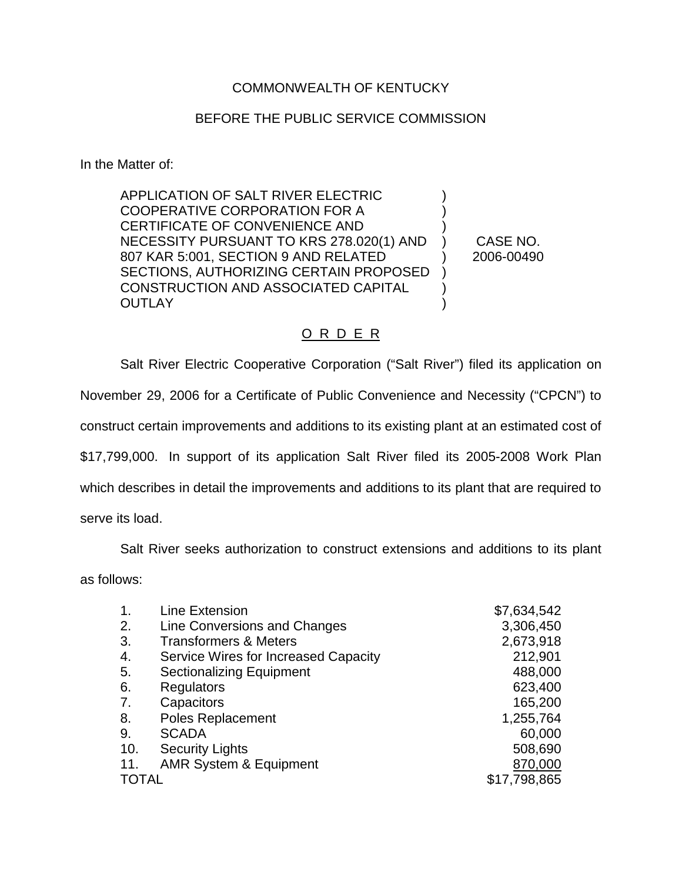COMMONWEALTH OF KENTUCKY

BEFORE THE PUBLIC SERVICE COMMISSION

In the Matter of:

| | | |
|---|---|---|
| APPLICATION OF SALT RIVER ELECTRIC COOPERATIVE CORPORATION FOR A CERTIFICATE OF CONVENIENCE AND NECESSITY PURSUANT TO KRS 278.020(1) AND 807 KAR 5:001, SECTION 9 AND RELATED SECTIONS, AUTHORIZING CERTAIN PROPOSED CONSTRUCTION AND ASSOCIATED CAPITAL OUTLAY | ) | CASE NO. 2006-00490 |

<u>O R D E R</u>

Salt River Electric Cooperative Corporation ("Salt River") filed its application on November 29, 2006 for a Certificate of Public Convenience and Necessity ("CPCN") to construct certain improvements and additions to its existing plant at an estimated cost of $17,799,000. In support of its application Salt River filed its 2005-2008 Work Plan which describes in detail the improvements and additions to its plant that are required to serve its load.

Salt River seeks authorization to construct extensions and additions to its plant as follows:

| | | |
|---|---|---|
| 1. | Line Extension | $7,634,542 |
| 2. | Line Conversions and Changes | 3,306,450 |
| 3. | Transformers & Meters | 2,673,918 |
| 4. | Service Wires for Increased Capacity | 212,901 |
| 5. | Sectionalizing Equipment | 488,000 |
| 6. | Regulators | 623,400 |
| 7. | Capacitors | 165,200 |
| 8. | Poles Replacement | 1,255,764 |
| 9. | SCADA | 60,000 |
| 10. | Security Lights | 508,690 |
| 11. | AMR System & Equipment | 870,000 |
| TOTAL | | $17,798,865 |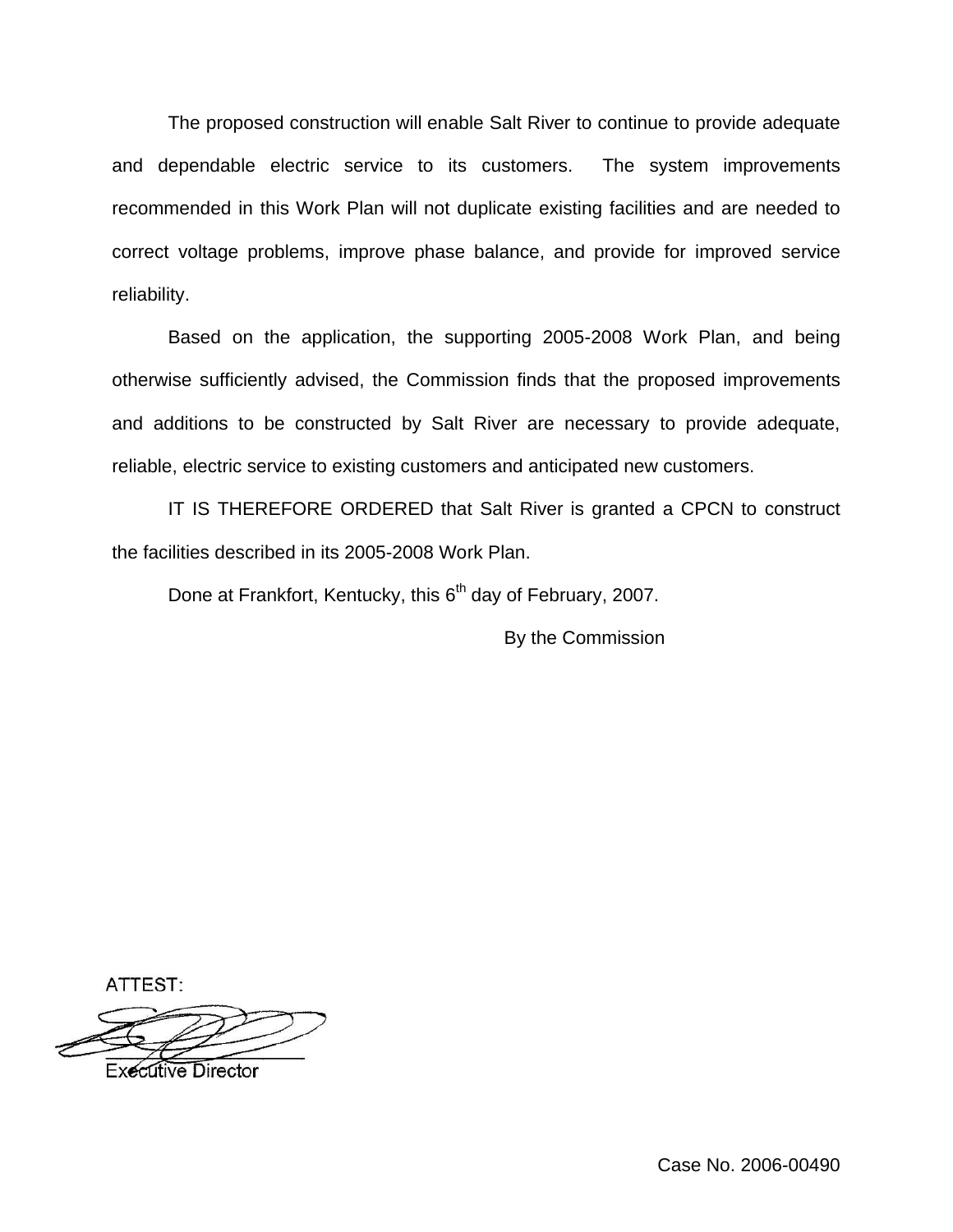The proposed construction will enable Salt River to continue to provide adequate and dependable electric service to its customers. The system improvements recommended in this Work Plan will not duplicate existing facilities and are needed to correct voltage problems, improve phase balance, and provide for improved service reliability.

Based on the application, the supporting 2005-2008 Work Plan, and being otherwise sufficiently advised, the Commission finds that the proposed improvements and additions to be constructed by Salt River are necessary to provide adequate, reliable, electric service to existing customers and anticipated new customers.

IT IS THEREFORE ORDERED that Salt River is granted a CPCN to construct the facilities described in its 2005-2008 Work Plan.

Done at Frankfort, Kentucky, this 6th day of February, 2007.

By the Commission

ATTEST:

Executive Director

Case No. 2006-00490